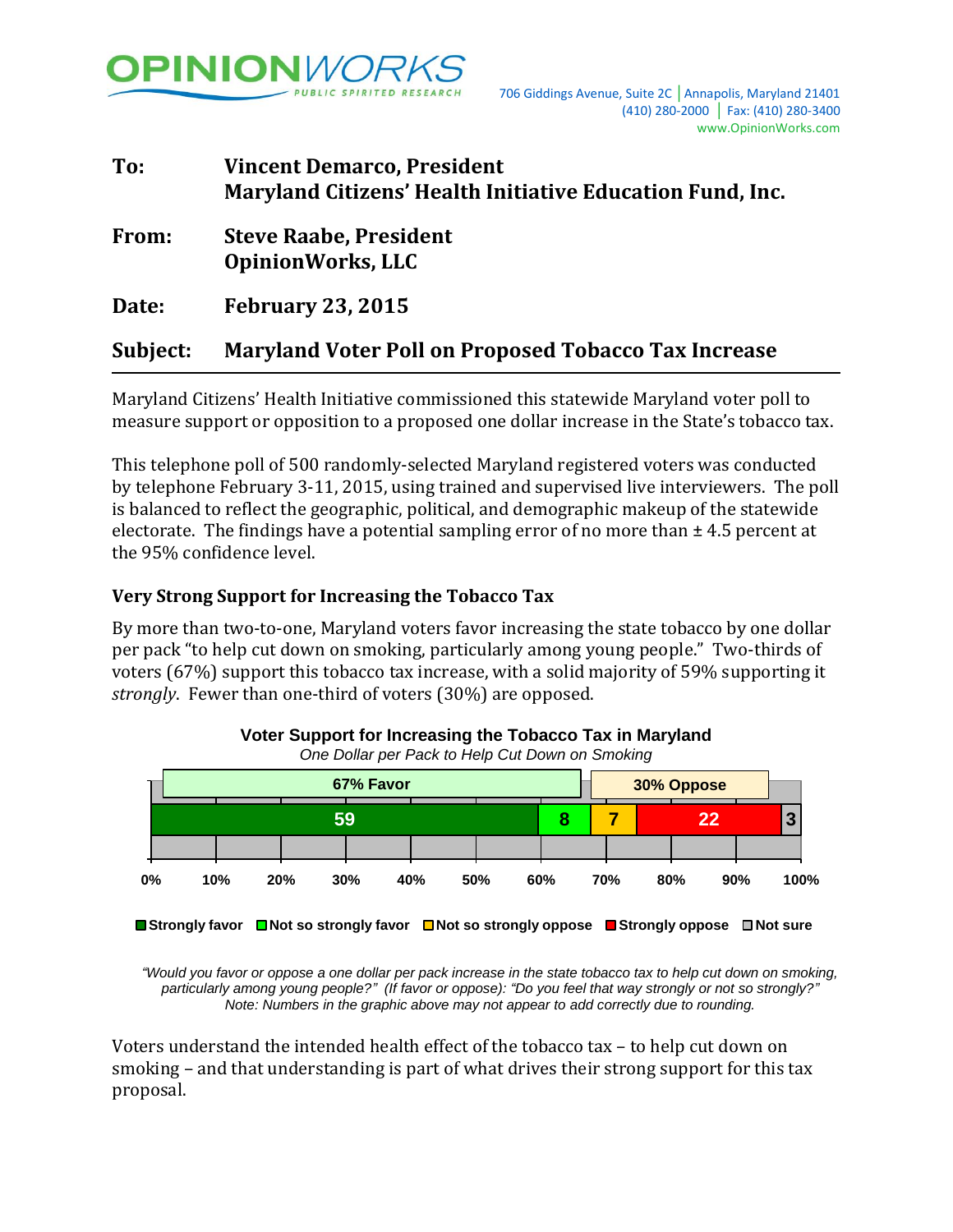**OPINIONWORKS**
PUBLIC SPIRITED RESEARCH

706 Giddings Avenue, Suite 2C | Annapolis, Maryland 21401
(410) 280-2000 | Fax: (410) 280-3400
www.OpinionWorks.com

| | |
|---|---|
| **To:** | **Vincent Demarco, President**<br>**Maryland Citizens' Health Initiative Education Fund, Inc.** |
| **From:** | **Steve Raabe, President**<br>**OpinionWorks, LLC** |
| **Date:** | **February 23, 2015** |
| **Subject:** | **Maryland Voter Poll on Proposed Tobacco Tax Increase** |

---

Maryland Citizens' Health Initiative commissioned this statewide Maryland voter poll to measure support or opposition to a proposed one dollar increase in the State's tobacco tax.

This telephone poll of 500 randomly-selected Maryland registered voters was conducted by telephone February 3-11, 2015, using trained and supervised live interviewers. The poll is balanced to reflect the geographic, political, and demographic makeup of the statewide electorate. The findings have a potential sampling error of no more than ± 4.5 percent at the 95% confidence level.

### Very Strong Support for Increasing the Tobacco Tax

By more than two-to-one, Maryland voters favor increasing the state tobacco by one dollar per pack "to help cut down on smoking, particularly among young people." Two-thirds of voters (67%) support this tobacco tax increase, with a solid majority of 59% supporting it *strongly*. Fewer than one-third of voters (30%) are opposed.

**Voter Support for Increasing the Tobacco Tax in Maryland**
*One Dollar per Pack to Help Cut Down on Smoking*

| 67% Favor | | 30% Oppose | | |
|---|---|---|---|---|
| Strongly favor | Not so strongly favor | Not so strongly oppose | Strongly oppose | Not sure |
| 59 | 8 | 7 | 22 | 3 |

*"Would you favor or oppose a one dollar per pack increase in the state tobacco tax to help cut down on smoking, particularly among young people?" (If favor or oppose): "Do you feel that way strongly or not so strongly?"*
*Note: Numbers in the graphic above may not appear to add correctly due to rounding.*

Voters understand the intended health effect of the tobacco tax – to help cut down on smoking – and that understanding is part of what drives their strong support for this tax proposal.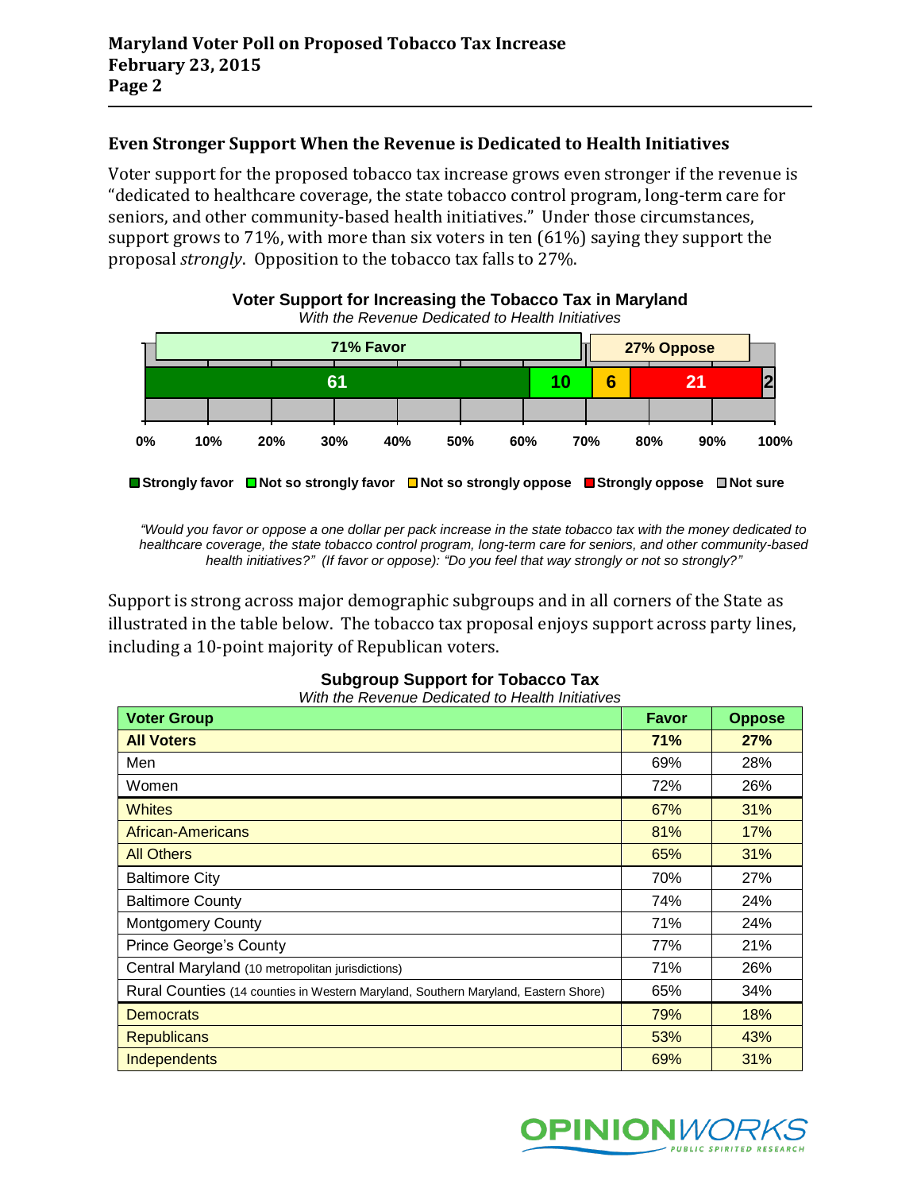## Even Stronger Support When the Revenue is Dedicated to Health Initiatives

Voter support for the proposed tobacco tax increase grows even stronger if the revenue is "dedicated to healthcare coverage, the state tobacco control program, long-term care for seniors, and other community-based health initiatives." Under those circumstances, support grows to 71%, with more than six voters in ten (61%) saying they support the proposal *strongly*. Opposition to the tobacco tax falls to 27%.

**Voter Support for Increasing the Tobacco Tax in Maryland**

*With the Revenue Dedicated to Health Initiatives*

| 71% Favor | | 27% Oppose | | |
|---|---|---|---|---|
| Strongly favor | Not so strongly favor | Not so strongly oppose | Strongly oppose | Not sure |
| 61 | 10 | 6 | 21 | 2 |

*"Would you favor or oppose a one dollar per pack increase in the state tobacco tax with the money dedicated to healthcare coverage, the state tobacco control program, long-term care for seniors, and other community-based health initiatives?" (If favor or oppose): "Do you feel that way strongly or not so strongly?"*

Support is strong across major demographic subgroups and in all corners of the State as illustrated in the table below. The tobacco tax proposal enjoys support across party lines, including a 10-point majority of Republican voters.

**Subgroup Support for Tobacco Tax**

*With the Revenue Dedicated to Health Initiatives*

| Voter Group | Favor | Oppose |
|---|---|---|
| **All Voters** | **71%** | **27%** |
| Men | 69% | 28% |
| Women | 72% | 26% |
| Whites | 67% | 31% |
| African-Americans | 81% | 17% |
| All Others | 65% | 31% |
| Baltimore City | 70% | 27% |
| Baltimore County | 74% | 24% |
| Montgomery County | 71% | 24% |
| Prince George's County | 77% | 21% |
| Central Maryland (10 metropolitan jurisdictions) | 71% | 26% |
| Rural Counties (14 counties in Western Maryland, Southern Maryland, Eastern Shore) | 65% | 34% |
| Democrats | 79% | 18% |
| Republicans | 53% | 43% |
| Independents | 69% | 31% |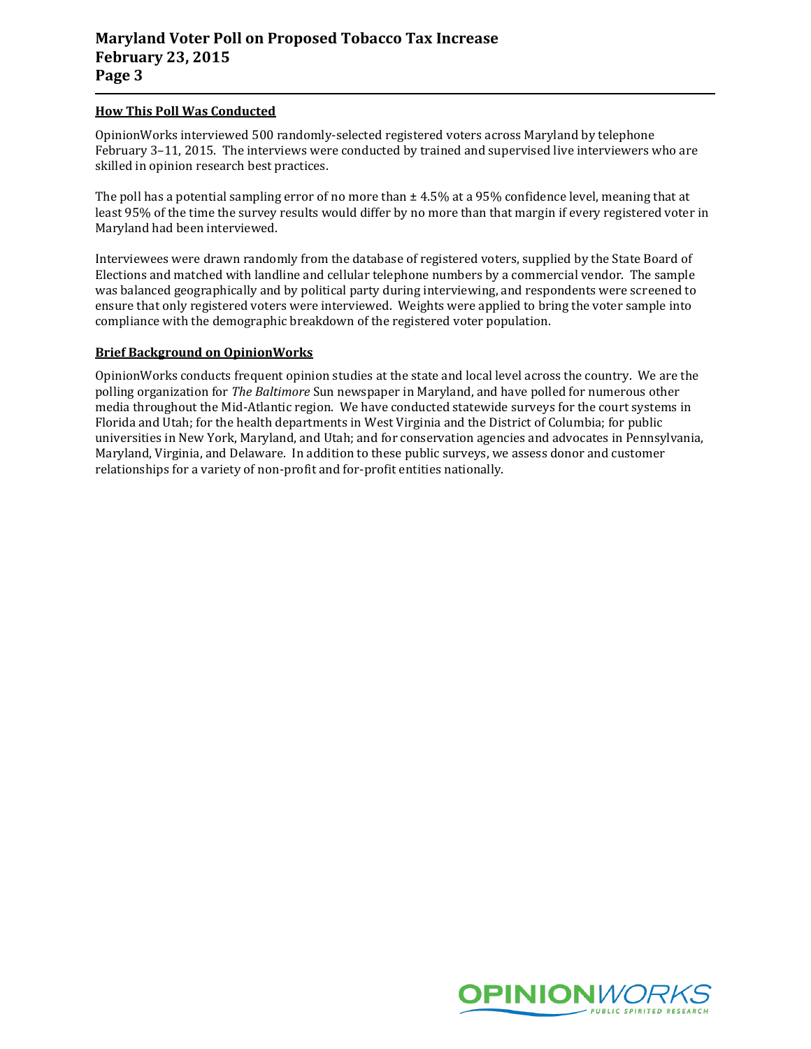## How This Poll Was Conducted

OpinionWorks interviewed 500 randomly-selected registered voters across Maryland by telephone February 3–11, 2015. The interviews were conducted by trained and supervised live interviewers who are skilled in opinion research best practices.

The poll has a potential sampling error of no more than ± 4.5% at a 95% confidence level, meaning that at least 95% of the time the survey results would differ by no more than that margin if every registered voter in Maryland had been interviewed.

Interviewees were drawn randomly from the database of registered voters, supplied by the State Board of Elections and matched with landline and cellular telephone numbers by a commercial vendor. The sample was balanced geographically and by political party during interviewing, and respondents were screened to ensure that only registered voters were interviewed. Weights were applied to bring the voter sample into compliance with the demographic breakdown of the registered voter population.

## Brief Background on OpinionWorks

OpinionWorks conducts frequent opinion studies at the state and local level across the country. We are the polling organization for *The Baltimore* Sun newspaper in Maryland, and have polled for numerous other media throughout the Mid-Atlantic region. We have conducted statewide surveys for the court systems in Florida and Utah; for the health departments in West Virginia and the District of Columbia; for public universities in New York, Maryland, and Utah; and for conservation agencies and advocates in Pennsylvania, Maryland, Virginia, and Delaware. In addition to these public surveys, we assess donor and customer relationships for a variety of non-profit and for-profit entities nationally.